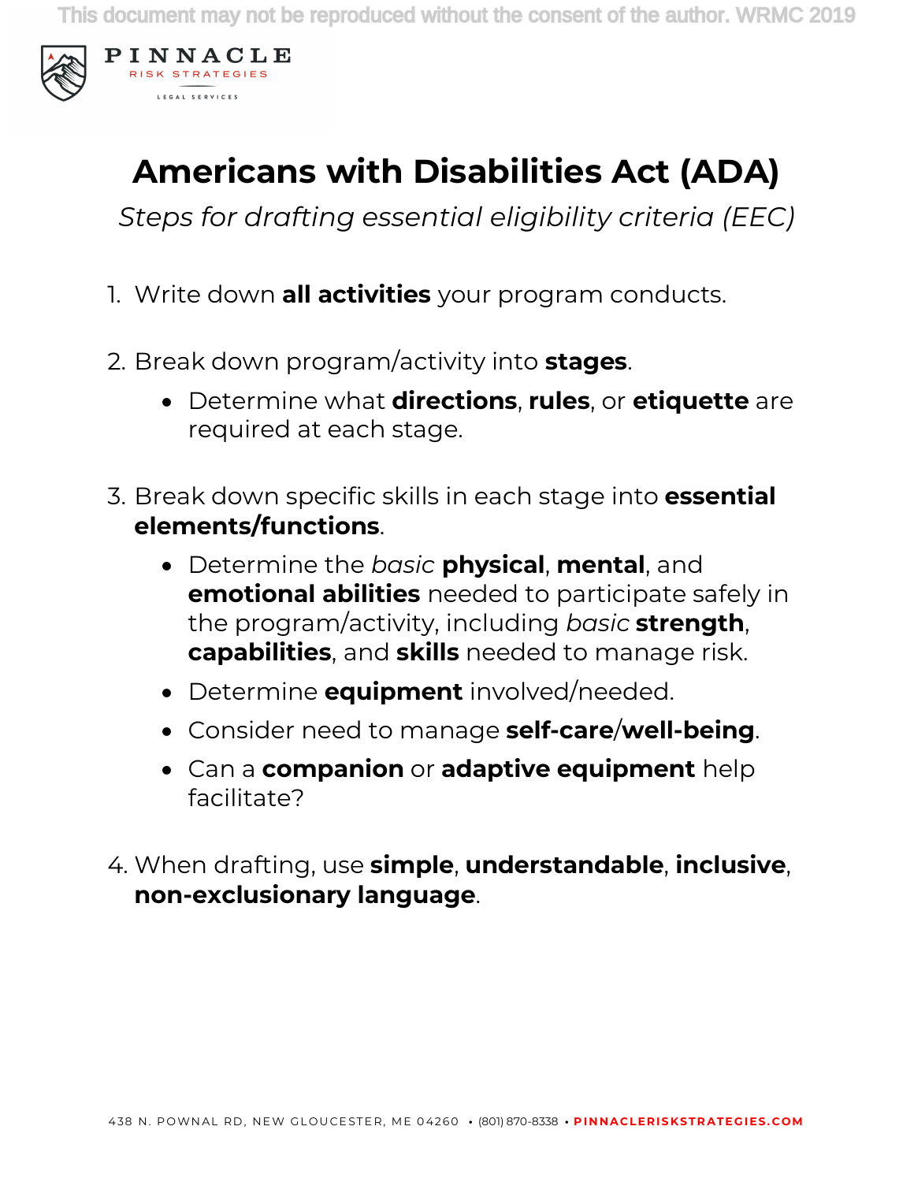This document may not be reproduced without the consent of the author. WRMC 2019

**PINNACLE**
RISK STRATEGIES
LEGAL SERVICES

# Americans with Disabilities Act (ADA)

*Steps for drafting essential eligibility criteria (EEC)*

1. Write down **all activities** your program conducts.

2. Break down program/activity into **stages**.
   - Determine what **directions**, **rules**, or **etiquette** are required at each stage.

3. Break down specific skills in each stage into **essential elements/functions**.
   - Determine the *basic* **physical**, **mental**, and **emotional abilities** needed to participate safely in the program/activity, including *basic* **strength**, **capabilities**, and **skills** needed to manage risk.
   - Determine **equipment** involved/needed.
   - Consider need to manage **self-care**/**well-being**.
   - Can a **companion** or **adaptive equipment** help facilitate?

4. When drafting, use **simple**, **understandable**, **inclusive**, **non-exclusionary language**.

438 N. POWNAL RD, NEW GLOUCESTER, ME 04260 • (801) 870-8338 • PINNACLERISKSTRATEGIES.COM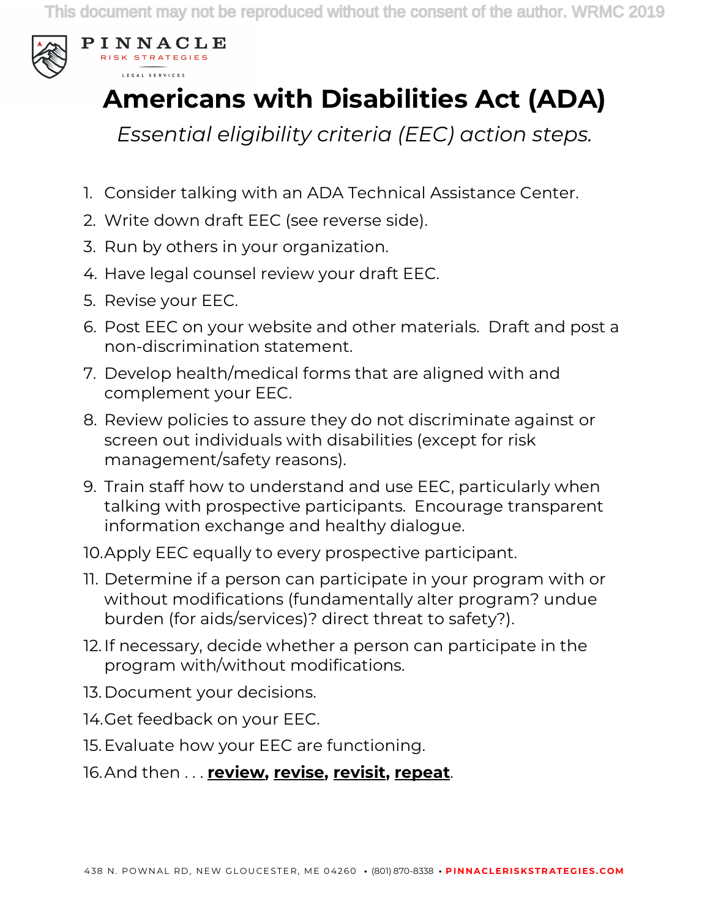PINNACLE
RISK STRATEGIES
LEGAL SERVICES

# Americans with Disabilities Act (ADA)

*Essential eligibility criteria (EEC) action steps.*

1. Consider talking with an ADA Technical Assistance Center.
2. Write down draft EEC (see reverse side).
3. Run by others in your organization.
4. Have legal counsel review your draft EEC.
5. Revise your EEC.
6. Post EEC on your website and other materials. Draft and post a non-discrimination statement.
7. Develop health/medical forms that are aligned with and complement your EEC.
8. Review policies to assure they do not discriminate against or screen out individuals with disabilities (except for risk management/safety reasons).
9. Train staff how to understand and use EEC, particularly when talking with prospective participants. Encourage transparent information exchange and healthy dialogue.
10. Apply EEC equally to every prospective participant.
11. Determine if a person can participate in your program with or without modifications (fundamentally alter program? undue burden (for aids/services)? direct threat to safety?).
12. If necessary, decide whether a person can participate in the program with/without modifications.
13. Document your decisions.
14. Get feedback on your EEC.
15. Evaluate how your EEC are functioning.
16. And then . . . **review**, **revise**, **revisit**, **repeat**.

438 N. POWNAL RD, NEW GLOUCESTER, ME 04260 • (801) 870-8338 • PINNACLERISKSTRATEGIES.COM